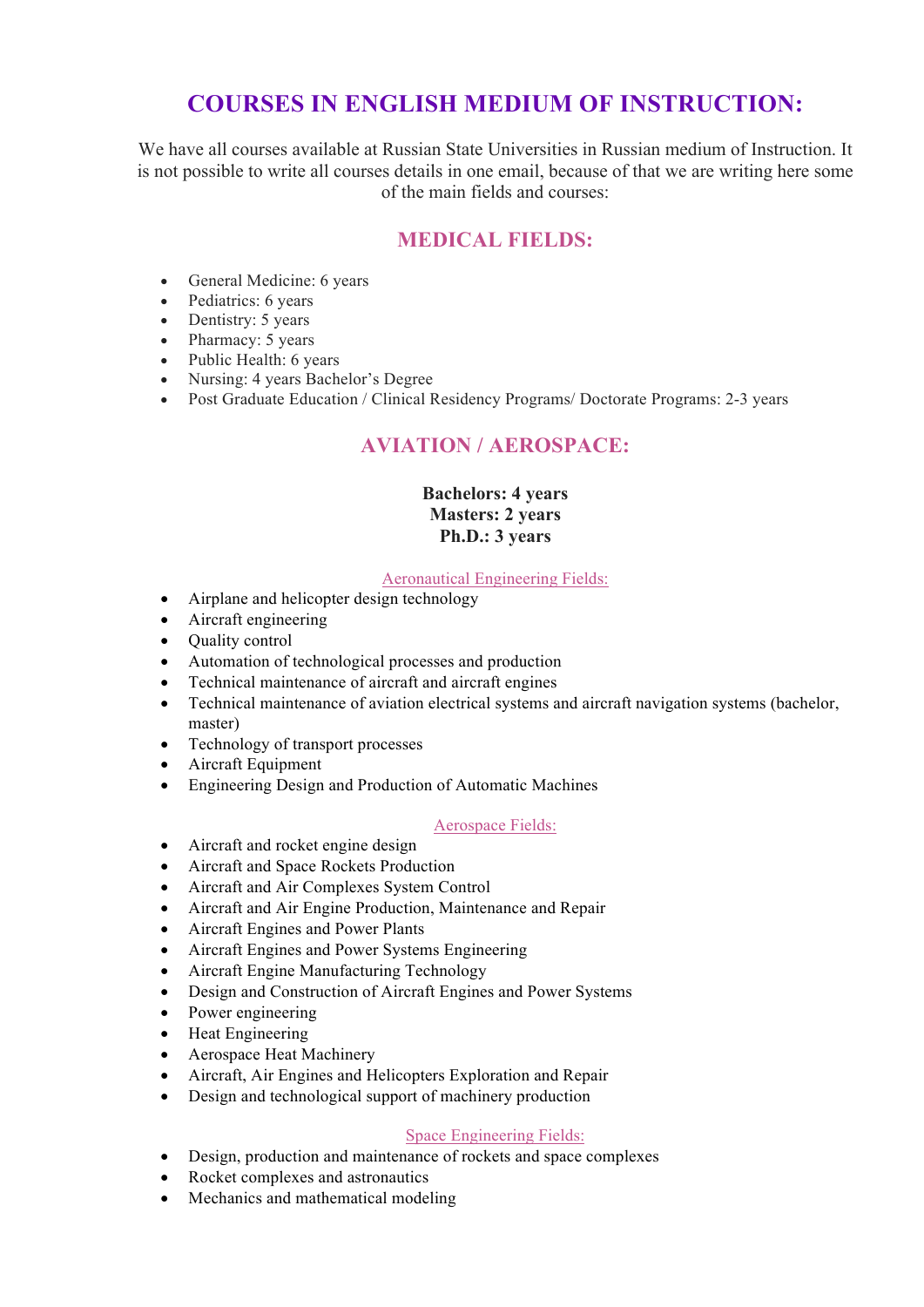# COURSES IN ENGLISH MEDIUM OF INSTRUCTION:

We have all courses available at Russian State Universities in Russian medium of Instruction. It is not possible to write all courses details in one email, because of that we are writing here some of the main fields and courses:

## MEDICAL FIELDS:

- General Medicine: 6 years
- Pediatrics: 6 years
- Dentistry: 5 years
- Pharmacy: 5 years
- Public Health: 6 years
- Nursing: 4 years Bachelor's Degree
- Post Graduate Education / Clinical Residency Programs/ Doctorate Programs: 2-3 years

## AVIATION / AEROSPACE:

**Bachelors: 4 years**
**Masters: 2 years**
**Ph.D.: 3 years**

### Aeronautical Engineering Fields:

- Airplane and helicopter design technology
- Aircraft engineering
- Quality control
- Automation of technological processes and production
- Technical maintenance of aircraft and aircraft engines
- Technical maintenance of aviation electrical systems and aircraft navigation systems (bachelor, master)
- Technology of transport processes
- Aircraft Equipment
- Engineering Design and Production of Automatic Machines

### Aerospace Fields:

- Aircraft and rocket engine design
- Aircraft and Space Rockets Production
- Aircraft and Air Complexes System Control
- Aircraft and Air Engine Production, Maintenance and Repair
- Aircraft Engines and Power Plants
- Aircraft Engines and Power Systems Engineering
- Aircraft Engine Manufacturing Technology
- Design and Construction of Aircraft Engines and Power Systems
- Power engineering
- Heat Engineering
- Aerospace Heat Machinery
- Aircraft, Air Engines and Helicopters Exploration and Repair
- Design and technological support of machinery production

### Space Engineering Fields:

- Design, production and maintenance of rockets and space complexes
- Rocket complexes and astronautics
- Mechanics and mathematical modeling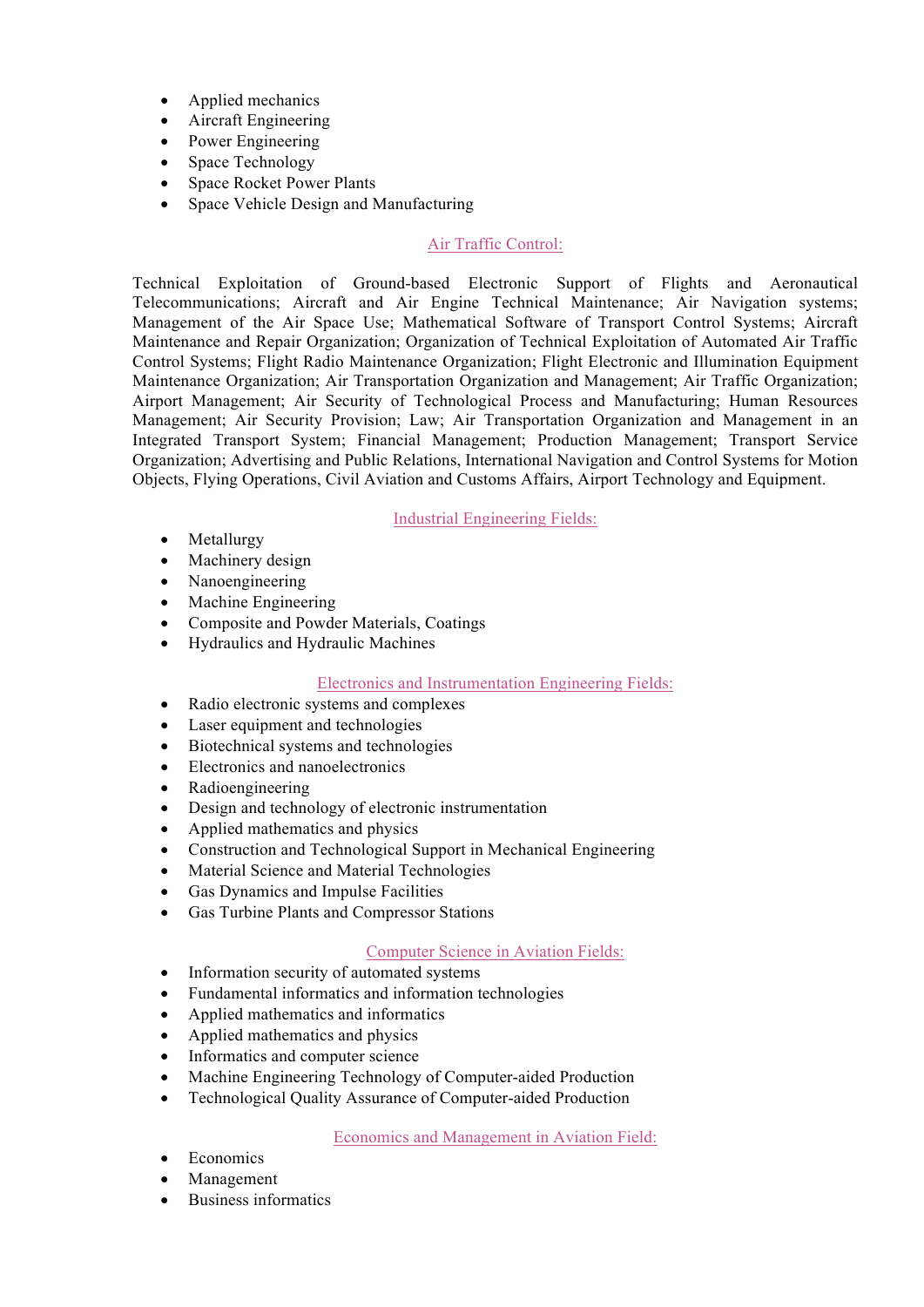- Applied mechanics
- Aircraft Engineering
- Power Engineering
- Space Technology
- Space Rocket Power Plants
- Space Vehicle Design and Manufacturing

## Air Traffic Control:

Technical Exploitation of Ground-based Electronic Support of Flights and Aeronautical Telecommunications; Aircraft and Air Engine Technical Maintenance; Air Navigation systems; Management of the Air Space Use; Mathematical Software of Transport Control Systems; Aircraft Maintenance and Repair Organization; Organization of Technical Exploitation of Automated Air Traffic Control Systems; Flight Radio Maintenance Organization; Flight Electronic and Illumination Equipment Maintenance Organization; Air Transportation Organization and Management; Air Traffic Organization; Airport Management; Air Security of Technological Process and Manufacturing; Human Resources Management; Air Security Provision; Law; Air Transportation Organization and Management in an Integrated Transport System; Financial Management; Production Management; Transport Service Organization; Advertising and Public Relations, International Navigation and Control Systems for Motion Objects, Flying Operations, Civil Aviation and Customs Affairs, Airport Technology and Equipment.

## Industrial Engineering Fields:

- Metallurgy
- Machinery design
- Nanoengineering
- Machine Engineering
- Composite and Powder Materials, Coatings
- Hydraulics and Hydraulic Machines

## Electronics and Instrumentation Engineering Fields:

- Radio electronic systems and complexes
- Laser equipment and technologies
- Biotechnical systems and technologies
- Electronics and nanoelectronics
- Radioengineering
- Design and technology of electronic instrumentation
- Applied mathematics and physics
- Construction and Technological Support in Mechanical Engineering
- Material Science and Material Technologies
- Gas Dynamics and Impulse Facilities
- Gas Turbine Plants and Compressor Stations

## Computer Science in Aviation Fields:

- Information security of automated systems
- Fundamental informatics and information technologies
- Applied mathematics and informatics
- Applied mathematics and physics
- Informatics and computer science
- Machine Engineering Technology of Computer-aided Production
- Technological Quality Assurance of Computer-aided Production

## Economics and Management in Aviation Field:

- Economics
- Management
- Business informatics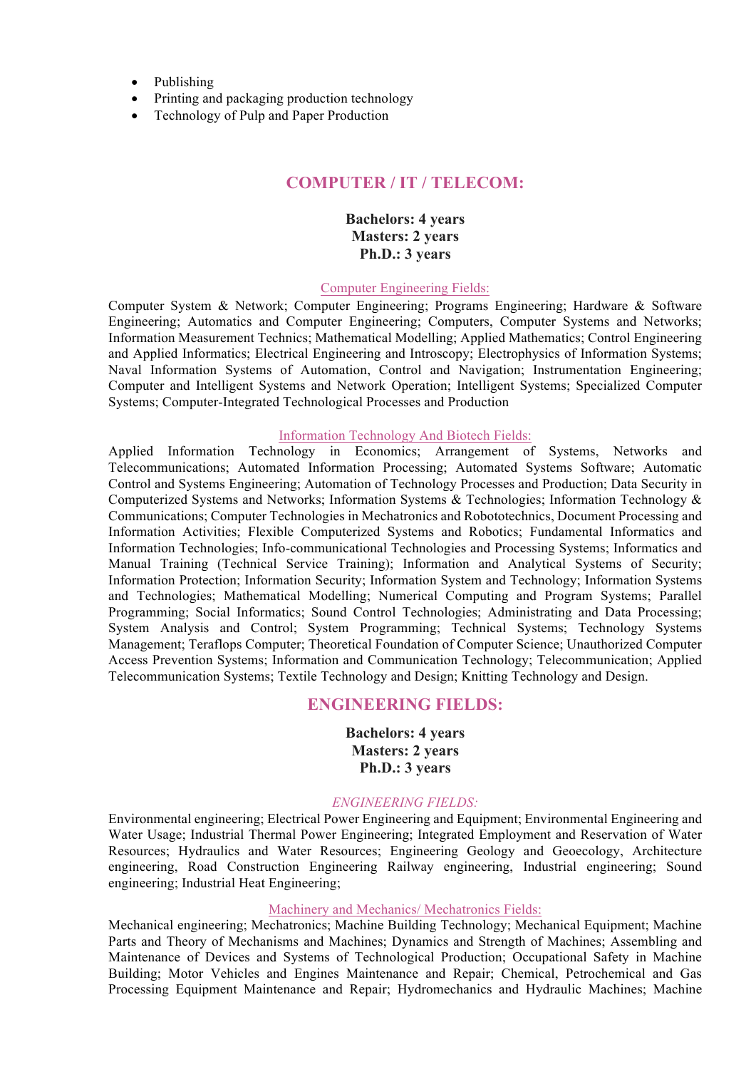- Publishing
- Printing and packaging production technology
- Technology of Pulp and Paper Production

## COMPUTER / IT / TELECOM:

**Bachelors: 4 years**
**Masters: 2 years**
**Ph.D.: 3 years**

### Computer Engineering Fields:

Computer System & Network; Computer Engineering; Programs Engineering; Hardware & Software Engineering; Automatics and Computer Engineering; Computers, Computer Systems and Networks; Information Measurement Technics; Mathematical Modelling; Applied Mathematics; Control Engineering and Applied Informatics; Electrical Engineering and Introscopy; Electrophysics of Information Systems; Naval Information Systems of Automation, Control and Navigation; Instrumentation Engineering; Computer and Intelligent Systems and Network Operation; Intelligent Systems; Specialized Computer Systems; Computer-Integrated Technological Processes and Production

### Information Technology And Biotech Fields:

Applied Information Technology in Economics; Arrangement of Systems, Networks and Telecommunications; Automated Information Processing; Automated Systems Software; Automatic Control and Systems Engineering; Automation of Technology Processes and Production; Data Security in Computerized Systems and Networks; Information Systems & Technologies; Information Technology & Communications; Computer Technologies in Mechatronics and Robototechnics, Document Processing and Information Activities; Flexible Computerized Systems and Robotics; Fundamental Informatics and Information Technologies; Info-communicational Technologies and Processing Systems; Informatics and Manual Training (Technical Service Training); Information and Analytical Systems of Security; Information Protection; Information Security; Information System and Technology; Information Systems and Technologies; Mathematical Modelling; Numerical Computing and Program Systems; Parallel Programming; Social Informatics; Sound Control Technologies; Administrating and Data Processing; System Analysis and Control; System Programming; Technical Systems; Technology Systems Management; Teraflops Computer; Theoretical Foundation of Computer Science; Unauthorized Computer Access Prevention Systems; Information and Communication Technology; Telecommunication; Applied Telecommunication Systems; Textile Technology and Design; Knitting Technology and Design.

## ENGINEERING FIELDS:

**Bachelors: 4 years**
**Masters: 2 years**
**Ph.D.: 3 years**

### *ENGINEERING FIELDS:*

Environmental engineering; Electrical Power Engineering and Equipment; Environmental Engineering and Water Usage; Industrial Thermal Power Engineering; Integrated Employment and Reservation of Water Resources; Hydraulics and Water Resources; Engineering Geology and Geoecology, Architecture engineering, Road Construction Engineering Railway engineering, Industrial engineering; Sound engineering; Industrial Heat Engineering;

### Machinery and Mechanics/ Mechatronics Fields:

Mechanical engineering; Mechatronics; Machine Building Technology; Mechanical Equipment; Machine Parts and Theory of Mechanisms and Machines; Dynamics and Strength of Machines; Assembling and Maintenance of Devices and Systems of Technological Production; Occupational Safety in Machine Building; Motor Vehicles and Engines Maintenance and Repair; Chemical, Petrochemical and Gas Processing Equipment Maintenance and Repair; Hydromechanics and Hydraulic Machines; Machine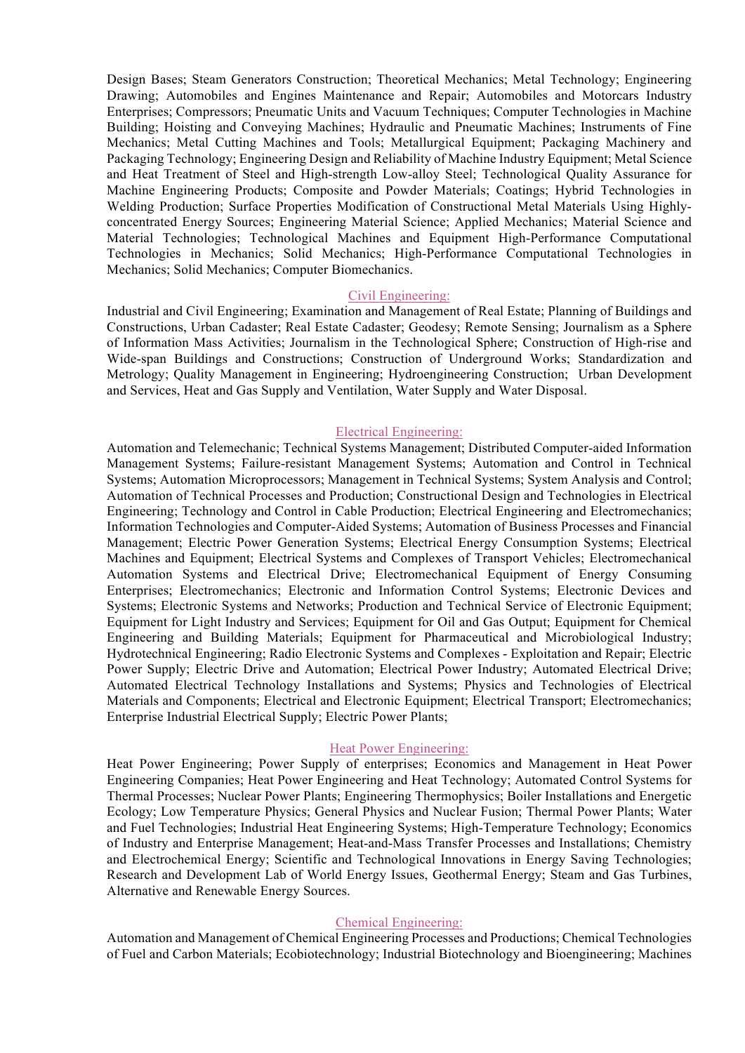Design Bases; Steam Generators Construction; Theoretical Mechanics; Metal Technology; Engineering Drawing; Automobiles and Engines Maintenance and Repair; Automobiles and Motorcars Industry Enterprises; Compressors; Pneumatic Units and Vacuum Techniques; Computer Technologies in Machine Building; Hoisting and Conveying Machines; Hydraulic and Pneumatic Machines; Instruments of Fine Mechanics; Metal Cutting Machines and Tools; Metallurgical Equipment; Packaging Machinery and Packaging Technology; Engineering Design and Reliability of Machine Industry Equipment; Metal Science and Heat Treatment of Steel and High-strength Low-alloy Steel; Technological Quality Assurance for Machine Engineering Products; Composite and Powder Materials; Coatings; Hybrid Technologies in Welding Production; Surface Properties Modification of Constructional Metal Materials Using Highly-concentrated Energy Sources; Engineering Material Science; Applied Mechanics; Material Science and Material Technologies; Technological Machines and Equipment High-Performance Computational Technologies in Mechanics; Solid Mechanics; High-Performance Computational Technologies in Mechanics; Solid Mechanics; Computer Biomechanics.

## Civil Engineering:

Industrial and Civil Engineering; Examination and Management of Real Estate; Planning of Buildings and Constructions, Urban Cadaster; Real Estate Cadaster; Geodesy; Remote Sensing; Journalism as a Sphere of Information Mass Activities; Journalism in the Technological Sphere; Construction of High-rise and Wide-span Buildings and Constructions; Construction of Underground Works; Standardization and Metrology; Quality Management in Engineering; Hydroengineering Construction; Urban Development and Services, Heat and Gas Supply and Ventilation, Water Supply and Water Disposal.

## Electrical Engineering:

Automation and Telemechanic; Technical Systems Management; Distributed Computer-aided Information Management Systems; Failure-resistant Management Systems; Automation and Control in Technical Systems; Automation Microprocessors; Management in Technical Systems; System Analysis and Control; Automation of Technical Processes and Production; Constructional Design and Technologies in Electrical Engineering; Technology and Control in Cable Production; Electrical Engineering and Electromechanics; Information Technologies and Computer-Aided Systems; Automation of Business Processes and Financial Management; Electric Power Generation Systems; Electrical Energy Consumption Systems; Electrical Machines and Equipment; Electrical Systems and Complexes of Transport Vehicles; Electromechanical Automation Systems and Electrical Drive; Electromechanical Equipment of Energy Consuming Enterprises; Electromechanics; Electronic and Information Control Systems; Electronic Devices and Systems; Electronic Systems and Networks; Production and Technical Service of Electronic Equipment; Equipment for Light Industry and Services; Equipment for Oil and Gas Output; Equipment for Chemical Engineering and Building Materials; Equipment for Pharmaceutical and Microbiological Industry; Hydrotechnical Engineering; Radio Electronic Systems and Complexes - Exploitation and Repair; Electric Power Supply; Electric Drive and Automation; Electrical Power Industry; Automated Electrical Drive; Automated Electrical Technology Installations and Systems; Physics and Technologies of Electrical Materials and Components; Electrical and Electronic Equipment; Electrical Transport; Electromechanics; Enterprise Industrial Electrical Supply; Electric Power Plants;

## Heat Power Engineering:

Heat Power Engineering; Power Supply of enterprises; Economics and Management in Heat Power Engineering Companies; Heat Power Engineering and Heat Technology; Automated Control Systems for Thermal Processes; Nuclear Power Plants; Engineering Thermophysics; Boiler Installations and Energetic Ecology; Low Temperature Physics; General Physics and Nuclear Fusion; Thermal Power Plants; Water and Fuel Technologies; Industrial Heat Engineering Systems; High-Temperature Technology; Economics of Industry and Enterprise Management; Heat-and-Mass Transfer Processes and Installations; Chemistry and Electrochemical Energy; Scientific and Technological Innovations in Energy Saving Technologies; Research and Development Lab of World Energy Issues, Geothermal Energy; Steam and Gas Turbines, Alternative and Renewable Energy Sources.

## Chemical Engineering:

Automation and Management of Chemical Engineering Processes and Productions; Chemical Technologies of Fuel and Carbon Materials; Ecobiotechnology; Industrial Biotechnology and Bioengineering; Machines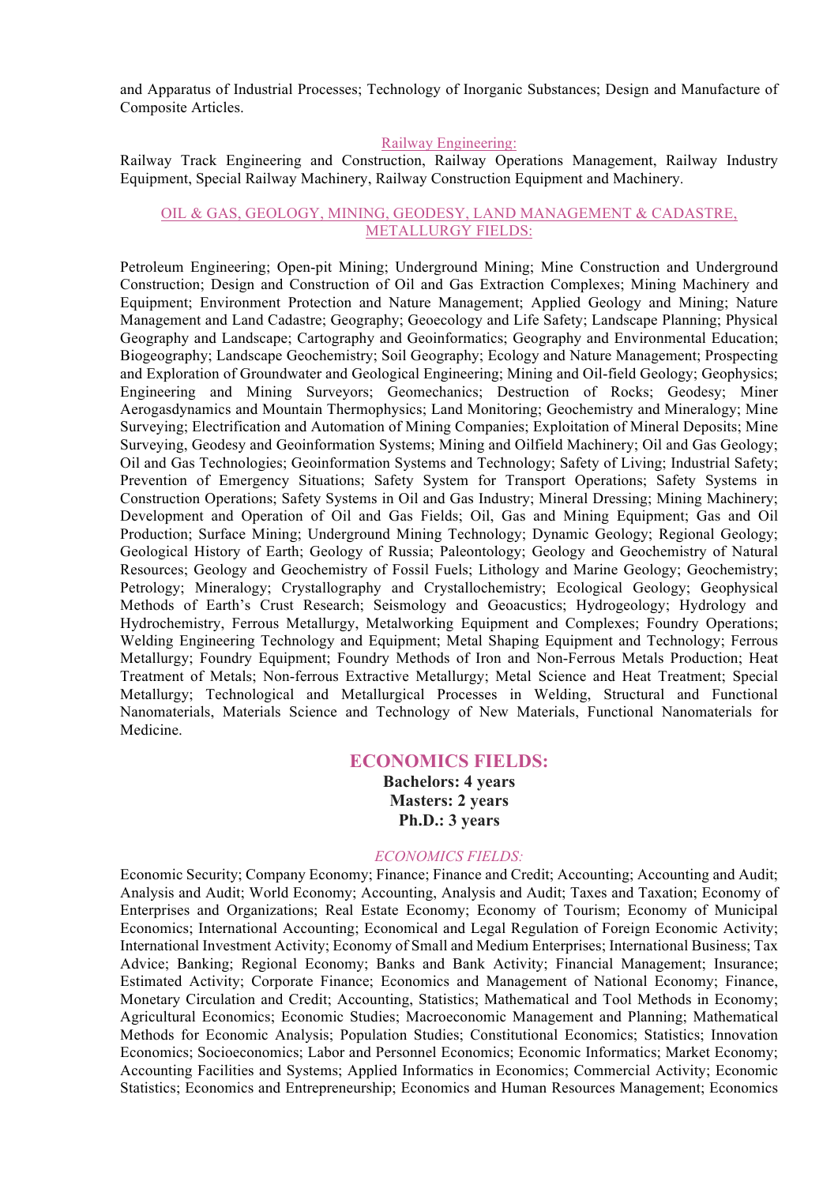and Apparatus of Industrial Processes; Technology of Inorganic Substances; Design and Manufacture of Composite Articles.

### Railway Engineering:

Railway Track Engineering and Construction, Railway Operations Management, Railway Industry Equipment, Special Railway Machinery, Railway Construction Equipment and Machinery.

### OIL & GAS, GEOLOGY, MINING, GEODESY, LAND MANAGEMENT & CADASTRE, METALLURGY FIELDS:

Petroleum Engineering; Open-pit Mining; Underground Mining; Mine Construction and Underground Construction; Design and Construction of Oil and Gas Extraction Complexes; Mining Machinery and Equipment; Environment Protection and Nature Management; Applied Geology and Mining; Nature Management and Land Cadastre; Geography; Geoecology and Life Safety; Landscape Planning; Physical Geography and Landscape; Cartography and Geoinformatics; Geography and Environmental Education; Biogeography; Landscape Geochemistry; Soil Geography; Ecology and Nature Management; Prospecting and Exploration of Groundwater and Geological Engineering; Mining and Oil-field Geology; Geophysics; Engineering and Mining Surveyors; Geomechanics; Destruction of Rocks; Geodesy; Miner Aerogasdynamics and Mountain Thermophysics; Land Monitoring; Geochemistry and Mineralogy; Mine Surveying; Electrification and Automation of Mining Companies; Exploitation of Mineral Deposits; Mine Surveying, Geodesy and Geoinformation Systems; Mining and Oilfield Machinery; Oil and Gas Geology; Oil and Gas Technologies; Geoinformation Systems and Technology; Safety of Living; Industrial Safety; Prevention of Emergency Situations; Safety System for Transport Operations; Safety Systems in Construction Operations; Safety Systems in Oil and Gas Industry; Mineral Dressing; Mining Machinery; Development and Operation of Oil and Gas Fields; Oil, Gas and Mining Equipment; Gas and Oil Production; Surface Mining; Underground Mining Technology; Dynamic Geology; Regional Geology; Geological History of Earth; Geology of Russia; Paleontology; Geology and Geochemistry of Natural Resources; Geology and Geochemistry of Fossil Fuels; Lithology and Marine Geology; Geochemistry; Petrology; Mineralogy; Crystallography and Crystallochemistry; Ecological Geology; Geophysical Methods of Earth's Crust Research; Seismology and Geoacustics; Hydrogeology; Hydrology and Hydrochemistry, Ferrous Metallurgy, Metalworking Equipment and Complexes; Foundry Operations; Welding Engineering Technology and Equipment; Metal Shaping Equipment and Technology; Ferrous Metallurgy; Foundry Equipment; Foundry Methods of Iron and Non-Ferrous Metals Production; Heat Treatment of Metals; Non-ferrous Extractive Metallurgy; Metal Science and Heat Treatment; Special Metallurgy; Technological and Metallurgical Processes in Welding, Structural and Functional Nanomaterials, Materials Science and Technology of New Materials, Functional Nanomaterials for Medicine.

## ECONOMICS FIELDS:

**Bachelors: 4 years**
**Masters: 2 years**
**Ph.D.: 3 years**

### *ECONOMICS FIELDS:*

Economic Security; Company Economy; Finance; Finance and Credit; Accounting; Accounting and Audit; Analysis and Audit; World Economy; Accounting, Analysis and Audit; Taxes and Taxation; Economy of Enterprises and Organizations; Real Estate Economy; Economy of Tourism; Economy of Municipal Economics; International Accounting; Economical and Legal Regulation of Foreign Economic Activity; International Investment Activity; Economy of Small and Medium Enterprises; International Business; Tax Advice; Banking; Regional Economy; Banks and Bank Activity; Financial Management; Insurance; Estimated Activity; Corporate Finance; Economics and Management of National Economy; Finance, Monetary Circulation and Credit; Accounting, Statistics; Mathematical and Tool Methods in Economy; Agricultural Economics; Economic Studies; Macroeconomic Management and Planning; Mathematical Methods for Economic Analysis; Population Studies; Constitutional Economics; Statistics; Innovation Economics; Socioeconomics; Labor and Personnel Economics; Economic Informatics; Market Economy; Accounting Facilities and Systems; Applied Informatics in Economics; Commercial Activity; Economic Statistics; Economics and Entrepreneurship; Economics and Human Resources Management; Economics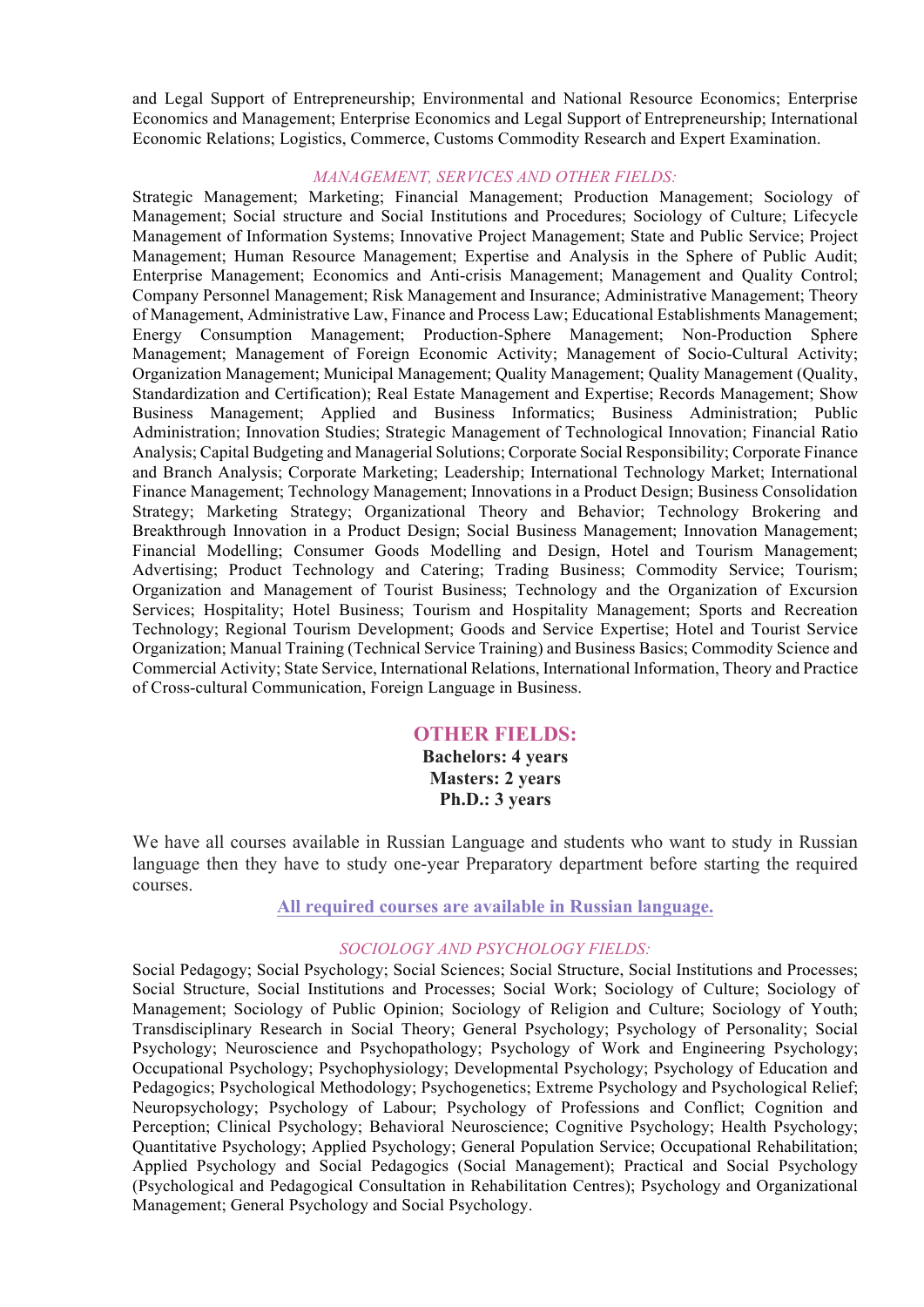and Legal Support of Entrepreneurship; Environmental and National Resource Economics; Enterprise Economics and Management; Enterprise Economics and Legal Support of Entrepreneurship; International Economic Relations; Logistics, Commerce, Customs Commodity Research and Expert Examination.

*MANAGEMENT, SERVICES AND OTHER FIELDS:*

Strategic Management; Marketing; Financial Management; Production Management; Sociology of Management; Social structure and Social Institutions and Procedures; Sociology of Culture; Lifecycle Management of Information Systems; Innovative Project Management; State and Public Service; Project Management; Human Resource Management; Expertise and Analysis in the Sphere of Public Audit; Enterprise Management; Economics and Anti-crisis Management; Management and Quality Control; Company Personnel Management; Risk Management and Insurance; Administrative Management; Theory of Management, Administrative Law, Finance and Process Law; Educational Establishments Management; Energy Consumption Management; Production-Sphere Management; Non-Production Sphere Management; Management of Foreign Economic Activity; Management of Socio-Cultural Activity; Organization Management; Municipal Management; Quality Management; Quality Management (Quality, Standardization and Certification); Real Estate Management and Expertise; Records Management; Show Business Management; Applied and Business Informatics; Business Administration; Public Administration; Innovation Studies; Strategic Management of Technological Innovation; Financial Ratio Analysis; Capital Budgeting and Managerial Solutions; Corporate Social Responsibility; Corporate Finance and Branch Analysis; Corporate Marketing; Leadership; International Technology Market; International Finance Management; Technology Management; Innovations in a Product Design; Business Consolidation Strategy; Marketing Strategy; Organizational Theory and Behavior; Technology Brokering and Breakthrough Innovation in a Product Design; Social Business Management; Innovation Management; Financial Modelling; Consumer Goods Modelling and Design, Hotel and Tourism Management; Advertising; Product Technology and Catering; Trading Business; Commodity Service; Tourism; Organization and Management of Tourist Business; Technology and the Organization of Excursion Services; Hospitality; Hotel Business; Tourism and Hospitality Management; Sports and Recreation Technology; Regional Tourism Development; Goods and Service Expertise; Hotel and Tourist Service Organization; Manual Training (Technical Service Training) and Business Basics; Commodity Science and Commercial Activity; State Service, International Relations, International Information, Theory and Practice of Cross-cultural Communication, Foreign Language in Business.

## OTHER FIELDS:

**Bachelors: 4 years**
**Masters: 2 years**
**Ph.D.: 3 years**

We have all courses available in Russian Language and students who want to study in Russian language then they have to study one-year Preparatory department before starting the required courses.

**All required courses are available in Russian language.**

*SOCIOLOGY AND PSYCHOLOGY FIELDS:*

Social Pedagogy; Social Psychology; Social Sciences; Social Structure, Social Institutions and Processes; Social Structure, Social Institutions and Processes; Social Work; Sociology of Culture; Sociology of Management; Sociology of Public Opinion; Sociology of Religion and Culture; Sociology of Youth; Transdisciplinary Research in Social Theory; General Psychology; Psychology of Personality; Social Psychology; Neuroscience and Psychopathology; Psychology of Work and Engineering Psychology; Occupational Psychology; Psychophysiology; Developmental Psychology; Psychology of Education and Pedagogics; Psychological Methodology; Psychogenetics; Extreme Psychology and Psychological Relief; Neuropsychology; Psychology of Labour; Psychology of Professions and Conflict; Cognition and Perception; Clinical Psychology; Behavioral Neuroscience; Cognitive Psychology; Health Psychology; Quantitative Psychology; Applied Psychology; General Population Service; Occupational Rehabilitation; Applied Psychology and Social Pedagogics (Social Management); Practical and Social Psychology (Psychological and Pedagogical Consultation in Rehabilitation Centres); Psychology and Organizational Management; General Psychology and Social Psychology.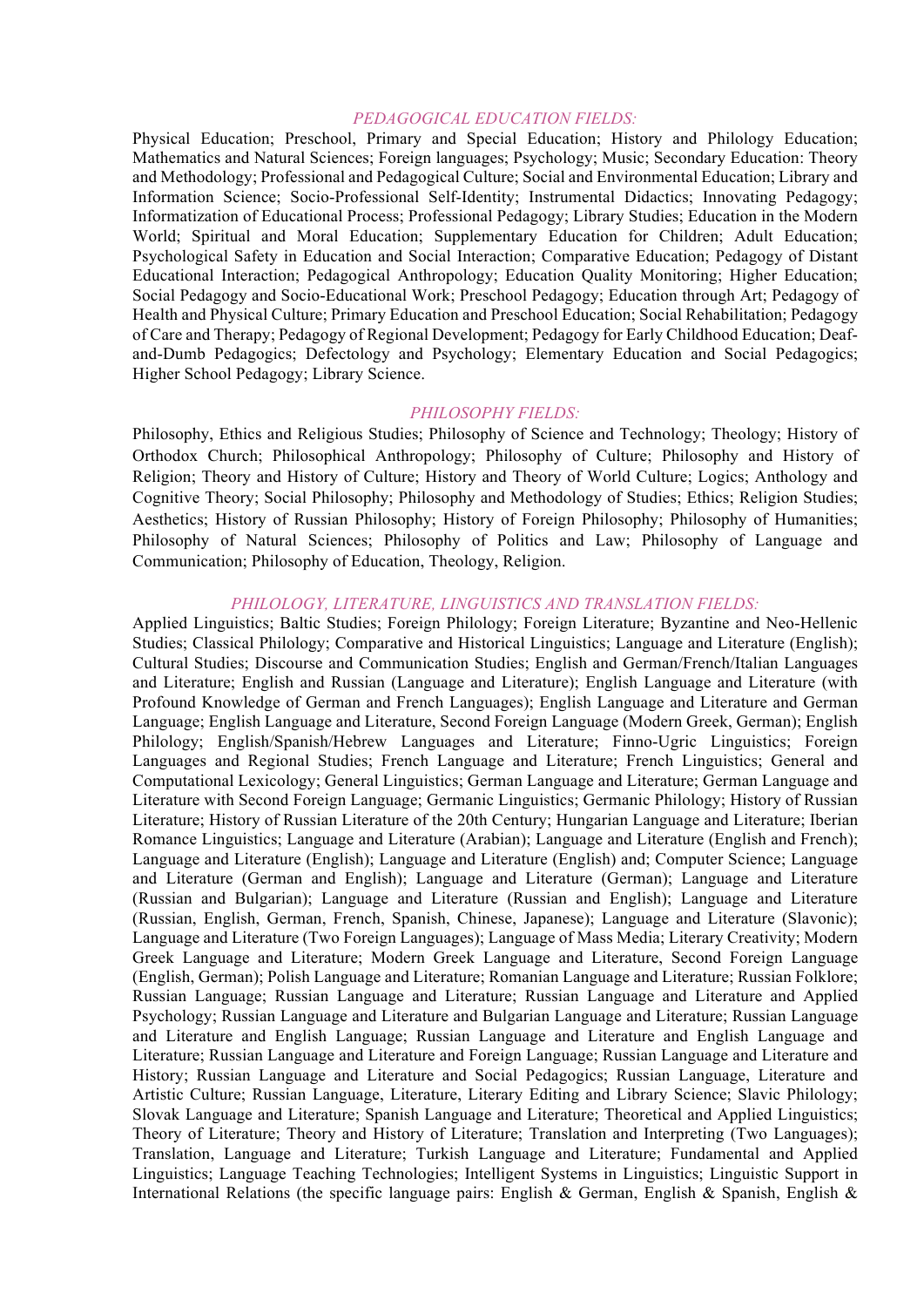### PEDAGOGICAL EDUCATION FIELDS:

Physical Education; Preschool, Primary and Special Education; History and Philology Education; Mathematics and Natural Sciences; Foreign languages; Psychology; Music; Secondary Education: Theory and Methodology; Professional and Pedagogical Culture; Social and Environmental Education; Library and Information Science; Socio-Professional Self-Identity; Instrumental Didactics; Innovating Pedagogy; Informatization of Educational Process; Professional Pedagogy; Library Studies; Education in the Modern World; Spiritual and Moral Education; Supplementary Education for Children; Adult Education; Psychological Safety in Education and Social Interaction; Comparative Education; Pedagogy of Distant Educational Interaction; Pedagogical Anthropology; Education Quality Monitoring; Higher Education; Social Pedagogy and Socio-Educational Work; Preschool Pedagogy; Education through Art; Pedagogy of Health and Physical Culture; Primary Education and Preschool Education; Social Rehabilitation; Pedagogy of Care and Therapy; Pedagogy of Regional Development; Pedagogy for Early Childhood Education; Deaf-and-Dumb Pedagogics; Defectology and Psychology; Elementary Education and Social Pedagogics; Higher School Pedagogy; Library Science.

### PHILOSOPHY FIELDS:

Philosophy, Ethics and Religious Studies; Philosophy of Science and Technology; Theology; History of Orthodox Church; Philosophical Anthropology; Philosophy of Culture; Philosophy and History of Religion; Theory and History of Culture; History and Theory of World Culture; Logics; Anthology and Cognitive Theory; Social Philosophy; Philosophy and Methodology of Studies; Ethics; Religion Studies; Aesthetics; History of Russian Philosophy; History of Foreign Philosophy; Philosophy of Humanities; Philosophy of Natural Sciences; Philosophy of Politics and Law; Philosophy of Language and Communication; Philosophy of Education, Theology, Religion.

### PHILOLOGY, LITERATURE, LINGUISTICS AND TRANSLATION FIELDS:

Applied Linguistics; Baltic Studies; Foreign Philology; Foreign Literature; Byzantine and Neo-Hellenic Studies; Classical Philology; Comparative and Historical Linguistics; Language and Literature (English); Cultural Studies; Discourse and Communication Studies; English and German/French/Italian Languages and Literature; English and Russian (Language and Literature); English Language and Literature (with Profound Knowledge of German and French Languages); English Language and Literature and German Language; English Language and Literature, Second Foreign Language (Modern Greek, German); English Philology; English/Spanish/Hebrew Languages and Literature; Finno-Ugric Linguistics; Foreign Languages and Regional Studies; French Language and Literature; French Linguistics; General and Computational Lexicology; General Linguistics; German Language and Literature; German Language and Literature with Second Foreign Language; Germanic Linguistics; Germanic Philology; History of Russian Literature; History of Russian Literature of the 20th Century; Hungarian Language and Literature; Iberian Romance Linguistics; Language and Literature (Arabian); Language and Literature (English and French); Language and Literature (English); Language and Literature (English) and; Computer Science; Language and Literature (German and English); Language and Literature (German); Language and Literature (Russian and Bulgarian); Language and Literature (Russian and English); Language and Literature (Russian, English, German, French, Spanish, Chinese, Japanese); Language and Literature (Slavonic); Language and Literature (Two Foreign Languages); Language of Mass Media; Literary Creativity; Modern Greek Language and Literature; Modern Greek Language and Literature, Second Foreign Language (English, German); Polish Language and Literature; Romanian Language and Literature; Russian Folklore; Russian Language; Russian Language and Literature; Russian Language and Literature and Applied Psychology; Russian Language and Literature and Bulgarian Language and Literature; Russian Language and Literature and English Language; Russian Language and Literature and English Language and Literature; Russian Language and Literature and Foreign Language; Russian Language and Literature and History; Russian Language and Literature and Social Pedagogics; Russian Language, Literature and Artistic Culture; Russian Language, Literature, Literary Editing and Library Science; Slavic Philology; Slovak Language and Literature; Spanish Language and Literature; Theoretical and Applied Linguistics; Theory of Literature; Theory and History of Literature; Translation and Interpreting (Two Languages); Translation, Language and Literature; Turkish Language and Literature; Fundamental and Applied Linguistics; Language Teaching Technologies; Intelligent Systems in Linguistics; Linguistic Support in International Relations (the specific language pairs: English & German, English & Spanish, English &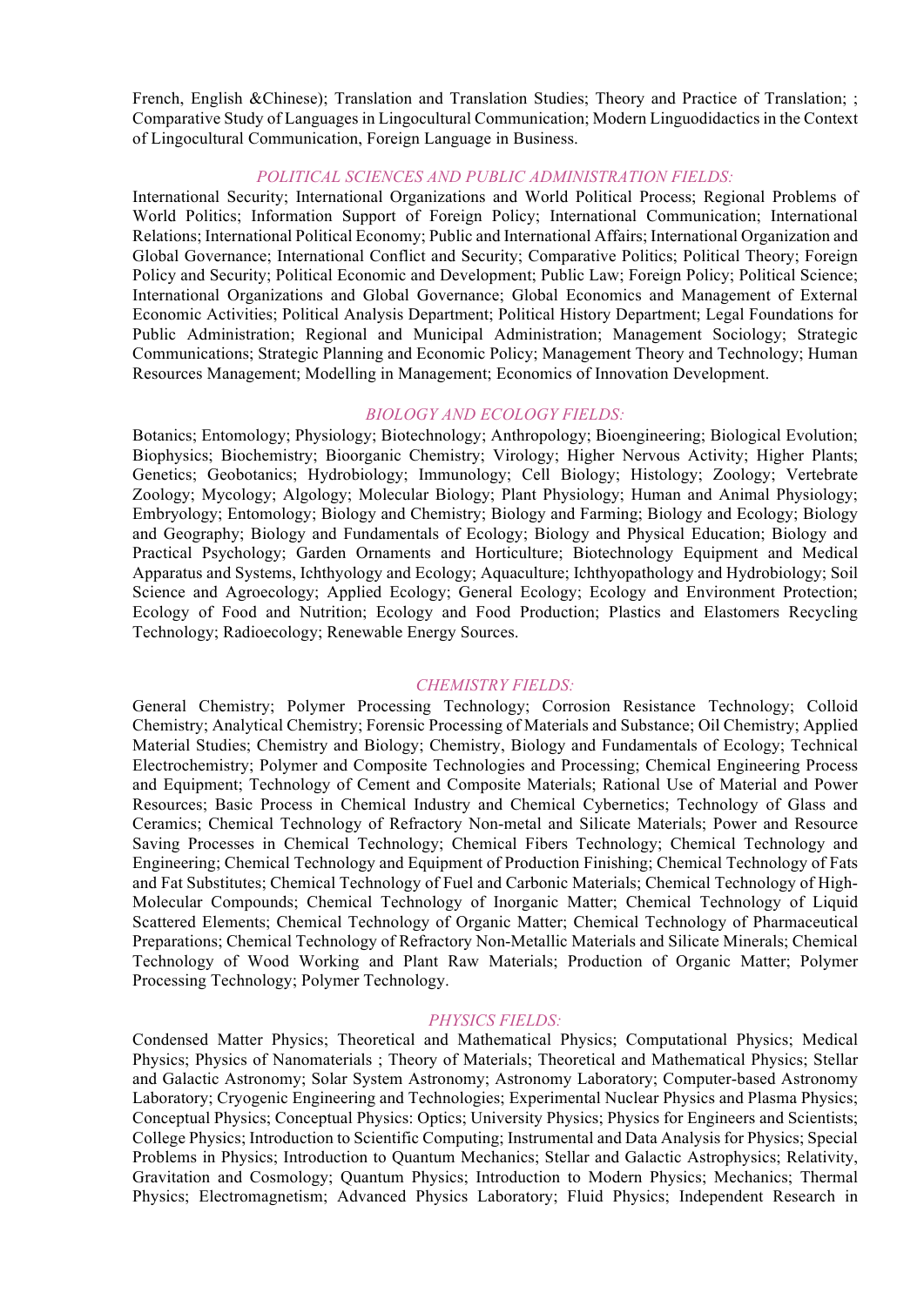French, English &Chinese); Translation and Translation Studies; Theory and Practice of Translation; ; Comparative Study of Languages in Lingocultural Communication; Modern Linguodidactics in the Context of Lingocultural Communication, Foreign Language in Business.

### *POLITICAL SCIENCES AND PUBLIC ADMINISTRATION FIELDS:*

International Security; International Organizations and World Political Process; Regional Problems of World Politics; Information Support of Foreign Policy; International Communication; International Relations; International Political Economy; Public and International Affairs; International Organization and Global Governance; International Conflict and Security; Comparative Politics; Political Theory; Foreign Policy and Security; Political Economic and Development; Public Law; Foreign Policy; Political Science; International Organizations and Global Governance; Global Economics and Management of External Economic Activities; Political Analysis Department; Political History Department; Legal Foundations for Public Administration; Regional and Municipal Administration; Management Sociology; Strategic Communications; Strategic Planning and Economic Policy; Management Theory and Technology; Human Resources Management; Modelling in Management; Economics of Innovation Development.

### *BIOLOGY AND ECOLOGY FIELDS:*

Botanics; Entomology; Physiology; Biotechnology; Anthropology; Bioengineering; Biological Evolution; Biophysics; Biochemistry; Bioorganic Chemistry; Virology; Higher Nervous Activity; Higher Plants; Genetics; Geobotanics; Hydrobiology; Immunology; Cell Biology; Histology; Zoology; Vertebrate Zoology; Mycology; Algology; Molecular Biology; Plant Physiology; Human and Animal Physiology; Embryology; Entomology; Biology and Chemistry; Biology and Farming; Biology and Ecology; Biology and Geography; Biology and Fundamentals of Ecology; Biology and Physical Education; Biology and Practical Psychology; Garden Ornaments and Horticulture; Biotechnology Equipment and Medical Apparatus and Systems, Ichthyology and Ecology; Aquaculture; Ichthyopathology and Hydrobiology; Soil Science and Agroecology; Applied Ecology; General Ecology; Ecology and Environment Protection; Ecology of Food and Nutrition; Ecology and Food Production; Plastics and Elastomers Recycling Technology; Radioecology; Renewable Energy Sources.

### *CHEMISTRY FIELDS:*

General Chemistry; Polymer Processing Technology; Corrosion Resistance Technology; Colloid Chemistry; Analytical Chemistry; Forensic Processing of Materials and Substance; Oil Chemistry; Applied Material Studies; Chemistry and Biology; Chemistry, Biology and Fundamentals of Ecology; Technical Electrochemistry; Polymer and Composite Technologies and Processing; Chemical Engineering Process and Equipment; Technology of Cement and Composite Materials; Rational Use of Material and Power Resources; Basic Process in Chemical Industry and Chemical Cybernetics; Technology of Glass and Ceramics; Chemical Technology of Refractory Non-metal and Silicate Materials; Power and Resource Saving Processes in Chemical Technology; Chemical Fibers Technology; Chemical Technology and Engineering; Chemical Technology and Equipment of Production Finishing; Chemical Technology of Fats and Fat Substitutes; Chemical Technology of Fuel and Carbonic Materials; Chemical Technology of High-Molecular Compounds; Chemical Technology of Inorganic Matter; Chemical Technology of Liquid Scattered Elements; Chemical Technology of Organic Matter; Chemical Technology of Pharmaceutical Preparations; Chemical Technology of Refractory Non-Metallic Materials and Silicate Minerals; Chemical Technology of Wood Working and Plant Raw Materials; Production of Organic Matter; Polymer Processing Technology; Polymer Technology.

### *PHYSICS FIELDS:*

Condensed Matter Physics; Theoretical and Mathematical Physics; Computational Physics; Medical Physics; Physics of Nanomaterials ; Theory of Materials; Theoretical and Mathematical Physics; Stellar and Galactic Astronomy; Solar System Astronomy; Astronomy Laboratory; Computer-based Astronomy Laboratory; Cryogenic Engineering and Technologies; Experimental Nuclear Physics and Plasma Physics; Conceptual Physics; Conceptual Physics: Optics; University Physics; Physics for Engineers and Scientists; College Physics; Introduction to Scientific Computing; Instrumental and Data Analysis for Physics; Special Problems in Physics; Introduction to Quantum Mechanics; Stellar and Galactic Astrophysics; Relativity, Gravitation and Cosmology; Quantum Physics; Introduction to Modern Physics; Mechanics; Thermal Physics; Electromagnetism; Advanced Physics Laboratory; Fluid Physics; Independent Research in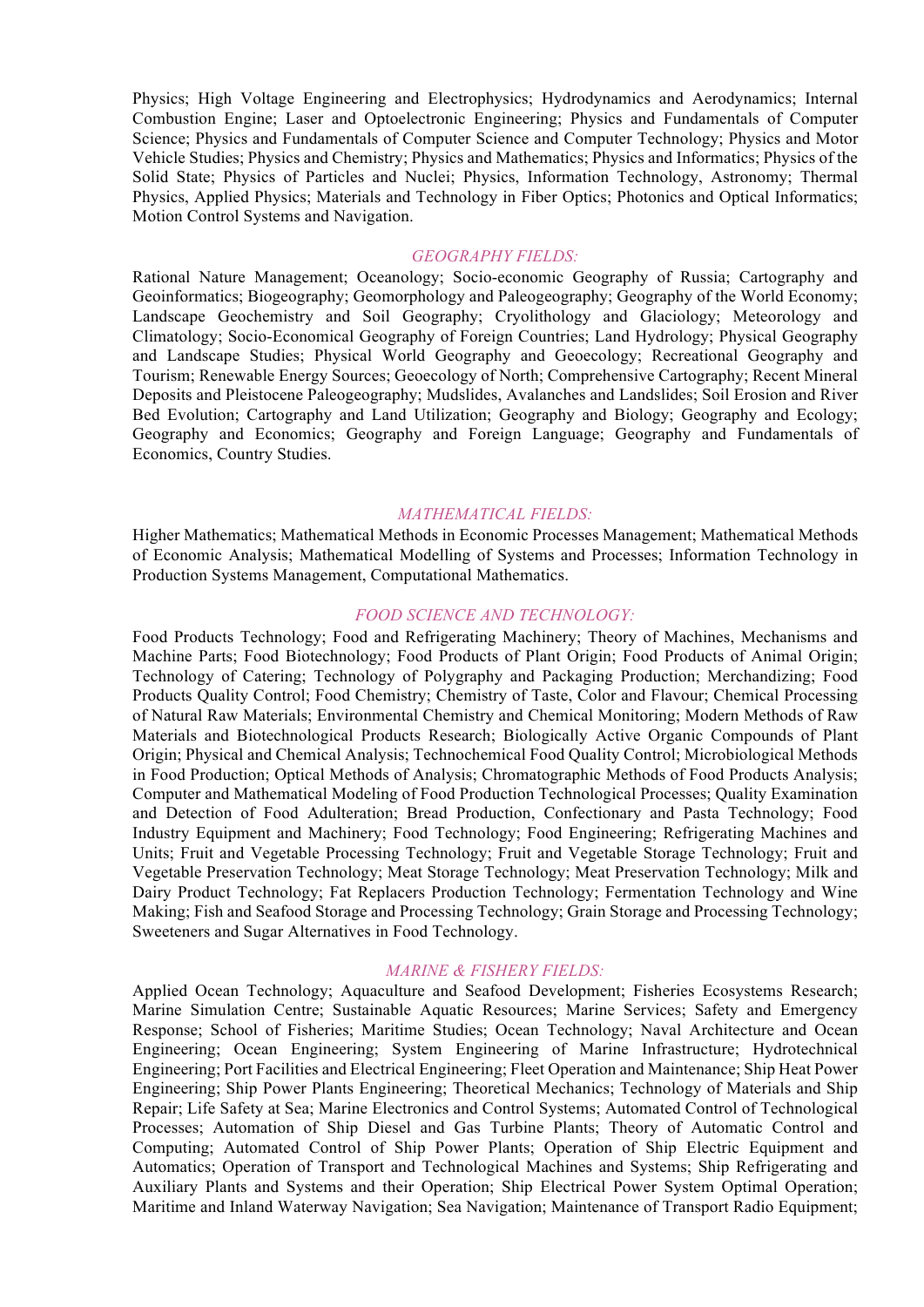Physics; High Voltage Engineering and Electrophysics; Hydrodynamics and Aerodynamics; Internal Combustion Engine; Laser and Optoelectronic Engineering; Physics and Fundamentals of Computer Science; Physics and Fundamentals of Computer Science and Computer Technology; Physics and Motor Vehicle Studies; Physics and Chemistry; Physics and Mathematics; Physics and Informatics; Physics of the Solid State; Physics of Particles and Nuclei; Physics, Information Technology, Astronomy; Thermal Physics, Applied Physics; Materials and Technology in Fiber Optics; Photonics and Optical Informatics; Motion Control Systems and Navigation.

### *GEOGRAPHY FIELDS:*

Rational Nature Management; Oceanology; Socio-economic Geography of Russia; Cartography and Geoinformatics; Biogeography; Geomorphology and Paleogeography; Geography of the World Economy; Landscape Geochemistry and Soil Geography; Cryolithology and Glaciology; Meteorology and Climatology; Socio-Economical Geography of Foreign Countries; Land Hydrology; Physical Geography and Landscape Studies; Physical World Geography and Geoecology; Recreational Geography and Tourism; Renewable Energy Sources; Geoecology of North; Comprehensive Cartography; Recent Mineral Deposits and Pleistocene Paleogeography; Mudslides, Avalanches and Landslides; Soil Erosion and River Bed Evolution; Cartography and Land Utilization; Geography and Biology; Geography and Ecology; Geography and Economics; Geography and Foreign Language; Geography and Fundamentals of Economics, Country Studies.

### *MATHEMATICAL FIELDS:*

Higher Mathematics; Mathematical Methods in Economic Processes Management; Mathematical Methods of Economic Analysis; Mathematical Modelling of Systems and Processes; Information Technology in Production Systems Management, Computational Mathematics.

### *FOOD SCIENCE AND TECHNOLOGY:*

Food Products Technology; Food and Refrigerating Machinery; Theory of Machines, Mechanisms and Machine Parts; Food Biotechnology; Food Products of Plant Origin; Food Products of Animal Origin; Technology of Catering; Technology of Polygraphy and Packaging Production; Merchandizing; Food Products Quality Control; Food Chemistry; Chemistry of Taste, Color and Flavour; Chemical Processing of Natural Raw Materials; Environmental Chemistry and Chemical Monitoring; Modern Methods of Raw Materials and Biotechnological Products Research; Biologically Active Organic Compounds of Plant Origin; Physical and Chemical Analysis; Technochemical Food Quality Control; Microbiological Methods in Food Production; Optical Methods of Analysis; Chromatographic Methods of Food Products Analysis; Computer and Mathematical Modeling of Food Production Technological Processes; Quality Examination and Detection of Food Adulteration; Bread Production, Confectionary and Pasta Technology; Food Industry Equipment and Machinery; Food Technology; Food Engineering; Refrigerating Machines and Units; Fruit and Vegetable Processing Technology; Fruit and Vegetable Storage Technology; Fruit and Vegetable Preservation Technology; Meat Storage Technology; Meat Preservation Technology; Milk and Dairy Product Technology; Fat Replacers Production Technology; Fermentation Technology and Wine Making; Fish and Seafood Storage and Processing Technology; Grain Storage and Processing Technology; Sweeteners and Sugar Alternatives in Food Technology.

### *MARINE & FISHERY FIELDS:*

Applied Ocean Technology; Aquaculture and Seafood Development; Fisheries Ecosystems Research; Marine Simulation Centre; Sustainable Aquatic Resources; Marine Services; Safety and Emergency Response; School of Fisheries; Maritime Studies; Ocean Technology; Naval Architecture and Ocean Engineering; Ocean Engineering; System Engineering of Marine Infrastructure; Hydrotechnical Engineering; Port Facilities and Electrical Engineering; Fleet Operation and Maintenance; Ship Heat Power Engineering; Ship Power Plants Engineering; Theoretical Mechanics; Technology of Materials and Ship Repair; Life Safety at Sea; Marine Electronics and Control Systems; Automated Control of Technological Processes; Automation of Ship Diesel and Gas Turbine Plants; Theory of Automatic Control and Computing; Automated Control of Ship Power Plants; Operation of Ship Electric Equipment and Automatics; Operation of Transport and Technological Machines and Systems; Ship Refrigerating and Auxiliary Plants and Systems and their Operation; Ship Electrical Power System Optimal Operation; Maritime and Inland Waterway Navigation; Sea Navigation; Maintenance of Transport Radio Equipment;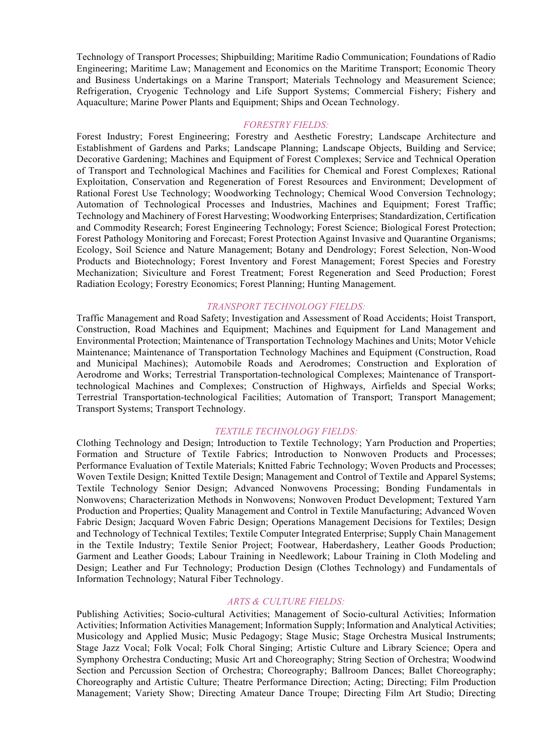Technology of Transport Processes; Shipbuilding; Maritime Radio Communication; Foundations of Radio Engineering; Maritime Law; Management and Economics on the Maritime Transport; Economic Theory and Business Undertakings on a Marine Transport; Materials Technology and Measurement Science; Refrigeration, Cryogenic Technology and Life Support Systems; Commercial Fishery; Fishery and Aquaculture; Marine Power Plants and Equipment; Ships and Ocean Technology.

### *FORESTRY FIELDS:*

Forest Industry; Forest Engineering; Forestry and Aesthetic Forestry; Landscape Architecture and Establishment of Gardens and Parks; Landscape Planning; Landscape Objects, Building and Service; Decorative Gardening; Machines and Equipment of Forest Complexes; Service and Technical Operation of Transport and Technological Machines and Facilities for Chemical and Forest Complexes; Rational Exploitation, Conservation and Regeneration of Forest Resources and Environment; Development of Rational Forest Use Technology; Woodworking Technology; Chemical Wood Conversion Technology; Automation of Technological Processes and Industries, Machines and Equipment; Forest Traffic; Technology and Machinery of Forest Harvesting; Woodworking Enterprises; Standardization, Certification and Commodity Research; Forest Engineering Technology; Forest Science; Biological Forest Protection; Forest Pathology Monitoring and Forecast; Forest Protection Against Invasive and Quarantine Organisms; Ecology, Soil Science and Nature Management; Botany and Dendrology; Forest Selection, Non-Wood Products and Biotechnology; Forest Inventory and Forest Management; Forest Species and Forestry Mechanization; Siviculture and Forest Treatment; Forest Regeneration and Seed Production; Forest Radiation Ecology; Forestry Economics; Forest Planning; Hunting Management.

### *TRANSPORT TECHNOLOGY FIELDS:*

Traffic Management and Road Safety; Investigation and Assessment of Road Accidents; Hoist Transport, Construction, Road Machines and Equipment; Machines and Equipment for Land Management and Environmental Protection; Maintenance of Transportation Technology Machines and Units; Motor Vehicle Maintenance; Maintenance of Transportation Technology Machines and Equipment (Construction, Road and Municipal Machines); Automobile Roads and Aerodromes; Construction and Exploration of Aerodrome and Works; Terrestrial Transportation-technological Complexes; Maintenance of Transport-technological Machines and Complexes; Construction of Highways, Airfields and Special Works; Terrestrial Transportation-technological Facilities; Automation of Transport; Transport Management; Transport Systems; Transport Technology.

### *TEXTILE TECHNOLOGY FIELDS:*

Clothing Technology and Design; Introduction to Textile Technology; Yarn Production and Properties; Formation and Structure of Textile Fabrics; Introduction to Nonwoven Products and Processes; Performance Evaluation of Textile Materials; Knitted Fabric Technology; Woven Products and Processes; Woven Textile Design; Knitted Textile Design; Management and Control of Textile and Apparel Systems; Textile Technology Senior Design; Advanced Nonwovens Processing; Bonding Fundamentals in Nonwovens; Characterization Methods in Nonwovens; Nonwoven Product Development; Textured Yarn Production and Properties; Quality Management and Control in Textile Manufacturing; Advanced Woven Fabric Design; Jacquard Woven Fabric Design; Operations Management Decisions for Textiles; Design and Technology of Technical Textiles; Textile Computer Integrated Enterprise; Supply Chain Management in the Textile Industry; Textile Senior Project; Footwear, Haberdashery, Leather Goods Production; Garment and Leather Goods; Labour Training in Needlework; Labour Training in Cloth Modeling and Design; Leather and Fur Technology; Production Design (Clothes Technology) and Fundamentals of Information Technology; Natural Fiber Technology.

### *ARTS & CULTURE FIELDS:*

Publishing Activities; Socio-cultural Activities; Management of Socio-cultural Activities; Information Activities; Information Activities Management; Information Supply; Information and Analytical Activities; Musicology and Applied Music; Music Pedagogy; Stage Music; Stage Orchestra Musical Instruments; Stage Jazz Vocal; Folk Vocal; Folk Choral Singing; Artistic Culture and Library Science; Opera and Symphony Orchestra Conducting; Music Art and Choreography; String Section of Orchestra; Woodwind Section and Percussion Section of Orchestra; Choreography; Ballroom Dances; Ballet Choreography; Choreography and Artistic Culture; Theatre Performance Direction; Acting; Directing; Film Production Management; Variety Show; Directing Amateur Dance Troupe; Directing Film Art Studio; Directing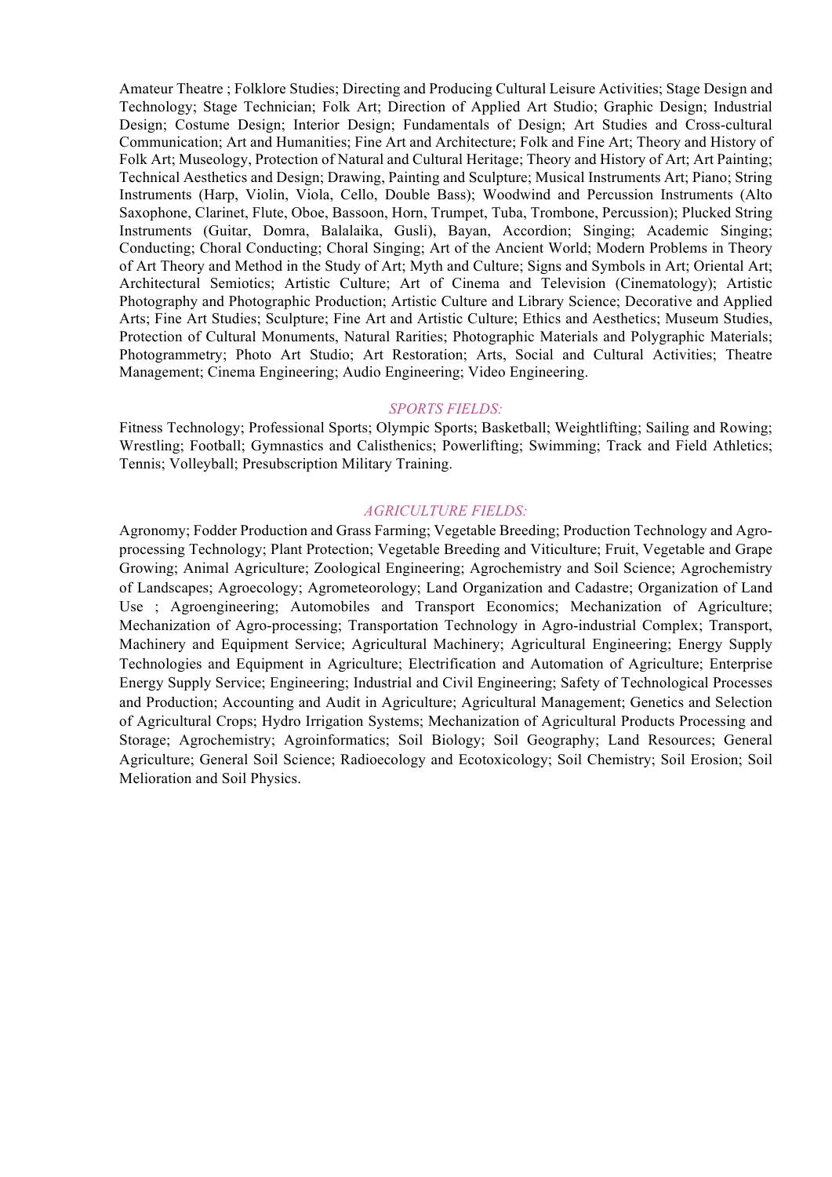Amateur Theatre ; Folklore Studies; Directing and Producing Cultural Leisure Activities; Stage Design and Technology; Stage Technician; Folk Art; Direction of Applied Art Studio; Graphic Design; Industrial Design; Costume Design; Interior Design; Fundamentals of Design; Art Studies and Cross-cultural Communication; Art and Humanities; Fine Art and Architecture; Folk and Fine Art; Theory and History of Folk Art; Museology, Protection of Natural and Cultural Heritage; Theory and History of Art; Art Painting; Technical Aesthetics and Design; Drawing, Painting and Sculpture; Musical Instruments Art; Piano; String Instruments (Harp, Violin, Viola, Cello, Double Bass); Woodwind and Percussion Instruments (Alto Saxophone, Clarinet, Flute, Oboe, Bassoon, Horn, Trumpet, Tuba, Trombone, Percussion); Plucked String Instruments (Guitar, Domra, Balalaika, Gusli), Bayan, Accordion; Singing; Academic Singing; Conducting; Choral Conducting; Choral Singing; Art of the Ancient World; Modern Problems in Theory of Art Theory and Method in the Study of Art; Myth and Culture; Signs and Symbols in Art; Oriental Art; Architectural Semiotics; Artistic Culture; Art of Cinema and Television (Cinematology); Artistic Photography and Photographic Production; Artistic Culture and Library Science; Decorative and Applied Arts; Fine Art Studies; Sculpture; Fine Art and Artistic Culture; Ethics and Aesthetics; Museum Studies, Protection of Cultural Monuments, Natural Rarities; Photographic Materials and Polygraphic Materials; Photogrammetry; Photo Art Studio; Art Restoration; Arts, Social and Cultural Activities; Theatre Management; Cinema Engineering; Audio Engineering; Video Engineering.

## *SPORTS FIELDS:*

Fitness Technology; Professional Sports; Olympic Sports; Basketball; Weightlifting; Sailing and Rowing; Wrestling; Football; Gymnastics and Calisthenics; Powerlifting; Swimming; Track and Field Athletics; Tennis; Volleyball; Presubscription Military Training.

## *AGRICULTURE FIELDS:*

Agronomy; Fodder Production and Grass Farming; Vegetable Breeding; Production Technology and Agro-processing Technology; Plant Protection; Vegetable Breeding and Viticulture; Fruit, Vegetable and Grape Growing; Animal Agriculture; Zoological Engineering; Agrochemistry and Soil Science; Agrochemistry of Landscapes; Agroecology; Agrometeorology; Land Organization and Cadastre; Organization of Land Use ; Agroengineering; Automobiles and Transport Economics; Mechanization of Agriculture; Mechanization of Agro-processing; Transportation Technology in Agro-industrial Complex; Transport, Machinery and Equipment Service; Agricultural Machinery; Agricultural Engineering; Energy Supply Technologies and Equipment in Agriculture; Electrification and Automation of Agriculture; Enterprise Energy Supply Service; Engineering; Industrial and Civil Engineering; Safety of Technological Processes and Production; Accounting and Audit in Agriculture; Agricultural Management; Genetics and Selection of Agricultural Crops; Hydro Irrigation Systems; Mechanization of Agricultural Products Processing and Storage; Agrochemistry; Agroinformatics; Soil Biology; Soil Geography; Land Resources; General Agriculture; General Soil Science; Radioecology and Ecotoxicology; Soil Chemistry; Soil Erosion; Soil Melioration and Soil Physics.